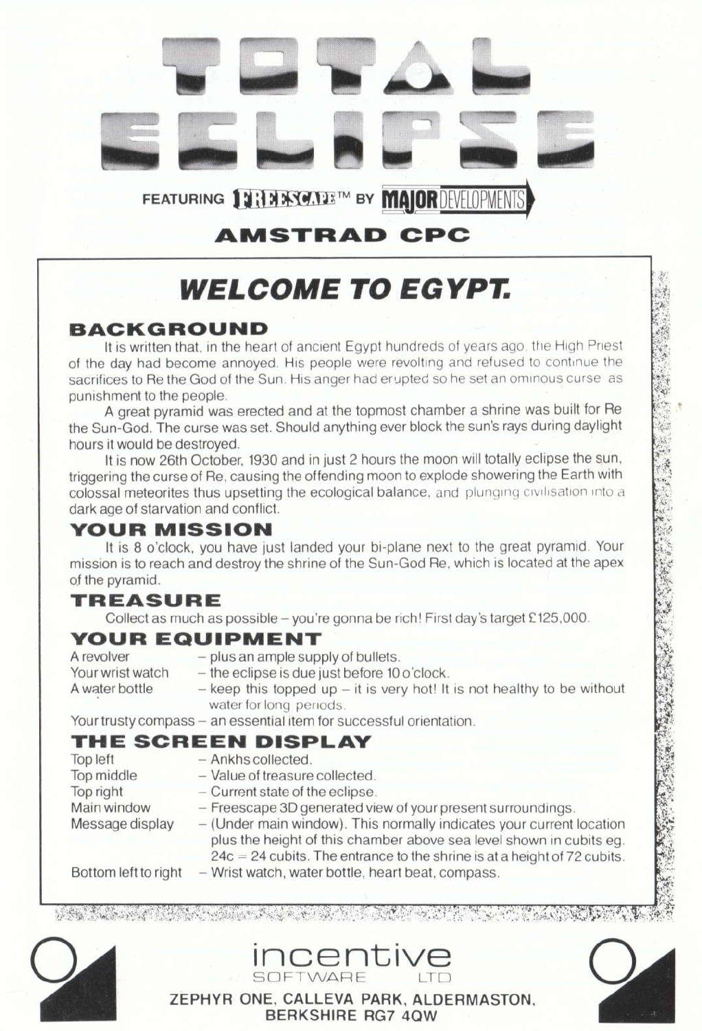# TOTAL ECLIPSE

FEATURING FREESCAPE™ BY MAJOR DEVELOPMENTS

**AMSTRAD CPC**

## *WELCOME TO EGYPT.*

### BACKGROUND

It is written that, in the heart of ancient Egypt hundreds of years ago, the High Priest of the day had become annoyed. His people were revolting and refused to continue the sacrifices to Re the God of the Sun. His anger had erupted so he set an ominous curse as punishment to the people.

A great pyramid was erected and at the topmost chamber a shrine was built for Re the Sun-God. The curse was set. Should anything ever block the sun's rays during daylight hours it would be destroyed.

It is now 26th October, 1930 and in just 2 hours the moon will totally eclipse the sun, triggering the curse of Re, causing the offending moon to explode showering the Earth with colossal meteorites thus upsetting the ecological balance, and plunging civilisation into a dark age of starvation and conflict.

### YOUR MISSION

It is 8 o'clock, you have just landed your bi-plane next to the great pyramid. Your mission is to reach and destroy the shrine of the Sun-God Re, which is located at the apex of the pyramid.

### TREASURE

Collect as much as possible – you're gonna be rich! First day's target £125,000.

### YOUR EQUIPMENT

A revolver – plus an ample supply of bullets.
Your wrist watch – the eclipse is due just before 10 o'clock.
A water bottle – keep this topped up – it is very hot! It is not healthy to be without water for long periods.
Your trusty compass – an essential item for successful orientation.

### THE SCREEN DISPLAY

Top left – Ankhs collected.
Top middle – Value of treasure collected.
Top right – Current state of the eclipse.
Main window – Freescape 3D generated view of your present surroundings.
Message display – (Under main window). This normally indicates your current location plus the height of this chamber above sea level shown in cubits eg. 24c = 24 cubits. The entrance to the shrine is at a height of 72 cubits.
Bottom left to right – Wrist watch, water bottle, heart beat, compass.

incentive SOFTWARE LTD

ZEPHYR ONE, CALLEVA PARK, ALDERMASTON, BERKSHIRE RG7 4QW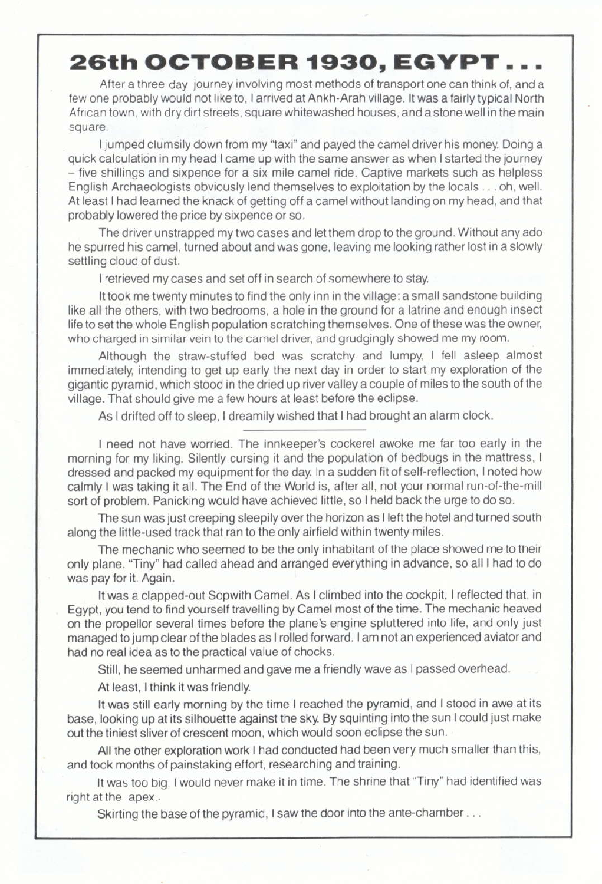# 26th OCTOBER 1930, EGYPT . . .

After a three day journey involving most methods of transport one can think of, and a few one probably would not like to, I arrived at Ankh-Arah village. It was a fairly typical North African town, with dry dirt streets, square whitewashed houses, and a stone well in the main square.

I jumped clumsily down from my "taxi" and payed the camel driver his money. Doing a quick calculation in my head I came up with the same answer as when I started the journey – five shillings and sixpence for a six mile camel ride. Captive markets such as helpless English Archaeologists obviously lend themselves to exploitation by the locals . . . oh, well. At least I had learned the knack of getting off a camel without landing on my head, and that probably lowered the price by sixpence or so.

The driver unstrapped my two cases and let them drop to the ground. Without any ado he spurred his camel, turned about and was gone, leaving me looking rather lost in a slowly settling cloud of dust.

I retrieved my cases and set off in search of somewhere to stay.

It took me twenty minutes to find the only inn in the village: a small sandstone building like all the others, with two bedrooms, a hole in the ground for a latrine and enough insect life to set the whole English population scratching themselves. One of these was the owner, who charged in similar vein to the camel driver, and grudgingly showed me my room.

Although the straw-stuffed bed was scratchy and lumpy, I fell asleep almost immediately, intending to get up early the next day in order to start my exploration of the gigantic pyramid, which stood in the dried up river valley a couple of miles to the south of the village. That should give me a few hours at least before the eclipse.

As I drifted off to sleep, I dreamily wished that I had brought an alarm clock.

---

I need not have worried. The innkeeper's cockerel awoke me far too early in the morning for my liking. Silently cursing it and the population of bedbugs in the mattress, I dressed and packed my equipment for the day. In a sudden fit of self-reflection, I noted how calmly I was taking it all. The End of the World is, after all, not your normal run-of-the-mill sort of problem. Panicking would have achieved little, so I held back the urge to do so.

The sun was just creeping sleepily over the horizon as I left the hotel and turned south along the little-used track that ran to the only airfield within twenty miles.

The mechanic who seemed to be the only inhabitant of the place showed me to their only plane. "Tiny" had called ahead and arranged everything in advance, so all I had to do was pay for it. Again.

It was a clapped-out Sopwith Camel. As I climbed into the cockpit, I reflected that, in Egypt, you tend to find yourself travelling by Camel most of the time. The mechanic heaved on the propellor several times before the plane's engine spluttered into life, and only just managed to jump clear of the blades as I rolled forward. I am not an experienced aviator and had no real idea as to the practical value of chocks.

Still, he seemed unharmed and gave me a friendly wave as I passed overhead.

At least, I think it was friendly.

It was still early morning by the time I reached the pyramid, and I stood in awe at its base, looking up at its silhouette against the sky. By squinting into the sun I could just make out the tiniest sliver of crescent moon, which would soon eclipse the sun.

All the other exploration work I had conducted had been very much smaller than this, and took months of painstaking effort, researching and training.

It was too big. I would never make it in time. The shrine that "Tiny" had identified was right at the apex..

Skirting the base of the pyramid, I saw the door into the ante-chamber . . .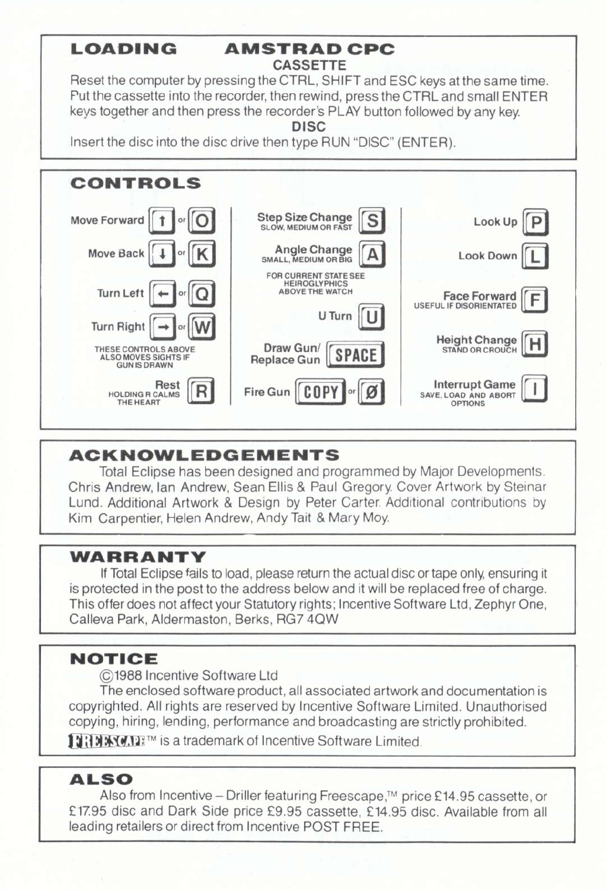## LOADING AMSTRAD CPC

### CASSETTE

Reset the computer by pressing the CTRL, SHIFT and ESC keys at the same time. Put the cassette into the recorder, then rewind, press the CTRL and small ENTER keys together and then press the recorder's PLAY button followed by any key.

### DISC

Insert the disc into the disc drive then type RUN "DISC" (ENTER).

## CONTROLS

| Control | Key |
| --- | --- |
| Move Forward | ↑ or O |
| Move Back | ↓ or K |
| Turn Left | ← or Q |
| Turn Right | → or W |

THESE CONTROLS ABOVE ALSO MOVES SIGHTS IF GUN IS DRAWN

| Control | Key |
| --- | --- |
| Rest (HOLDING R CALMS THE HEART) | R |
| Step Size Change (SLOW, MEDIUM OR FAST) | S |
| Angle Change (SMALL, MEDIUM OR BIG) | A |

FOR CURRENT STATE SEE HEIROGLYPHICS ABOVE THE WATCH

| Control | Key |
| --- | --- |
| U Turn | U |
| Draw Gun/ Replace Gun | SPACE |
| Fire Gun | COPY or Ø |
| Look Up | P |
| Look Down | L |
| Face Forward (USEFUL IF DISORIENTATED) | F |
| Height Change (STAND OR CROUCH) | H |
| Interrupt Game (SAVE, LOAD AND ABORT OPTIONS) | I |

## ACKNOWLEDGEMENTS

Total Eclipse has been designed and programmed by Major Developments. Chris Andrew, Ian Andrew, Sean Ellis & Paul Gregory. Cover Artwork by Steinar Lund. Additional Artwork & Design by Peter Carter. Additional contributions by Kim Carpentier, Helen Andrew, Andy Tait & Mary Moy.

## WARRANTY

If Total Eclipse fails to load, please return the actual disc or tape only, ensuring it is protected in the post to the address below and it will be replaced free of charge. This offer does not affect your Statutory rights; Incentive Software Ltd, Zephyr One, Calleva Park, Aldermaston, Berks, RG7 4QW

## NOTICE

©1988 Incentive Software Ltd

The enclosed software product, all associated artwork and documentation is copyrighted. All rights are reserved by Incentive Software Limited. Unauthorised copying, hiring, lending, performance and broadcasting are strictly prohibited.

FREESCAPE™ is a trademark of Incentive Software Limited.

## ALSO

Also from Incentive – Driller featuring Freescape,™ price £14.95 cassette, or £17.95 disc and Dark Side price £9.95 cassette, £14.95 disc. Available from all leading retailers or direct from Incentive POST FREE.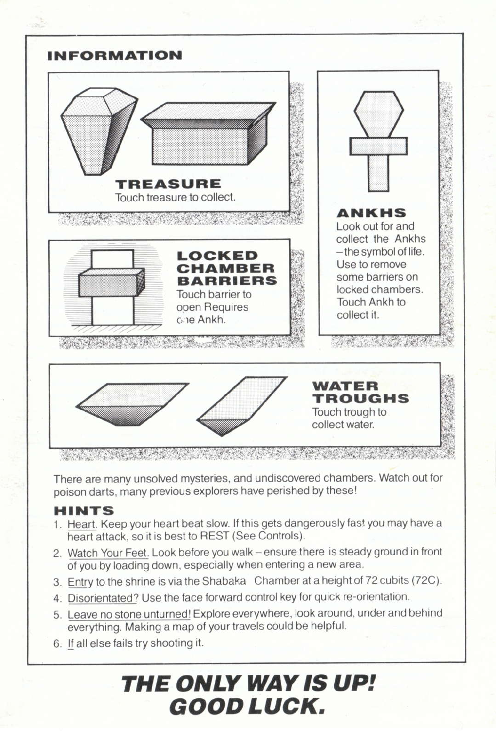## INFORMATION

### TREASURE

Touch treasure to collect.

### ANKHS

Look out for and collect the Ankhs – the symbol of life. Use to remove some barriers on locked chambers. Touch Ankh to collect it.

### LOCKED CHAMBER BARRIERS

Touch barrier to open Requires one Ankh.

### WATER TROUGHS

Touch trough to collect water.

There are many unsolved mysteries, and undiscovered chambers. Watch out for poison darts, many previous explorers have perished by these!

## HINTS

1. Heart. Keep your heart beat slow. If this gets dangerously fast you may have a heart attack, so it is best to REST (See Controls).
2. Watch Your Feet. Look before you walk – ensure there is steady ground in front of you by loading down, especially when entering a new area.
3. Entry to the shrine is via the Shabaka Chamber at a height of 72 cubits (72C).
4. Disorientated? Use the face forward control key for quick re-orientation.
5. Leave no stone unturned! Explore everywhere, look around, under and behind everything. Making a map of your travels could be helpful.
6. If all else fails try shooting it.

***THE ONLY WAY IS UP!***
***GOOD LUCK.***